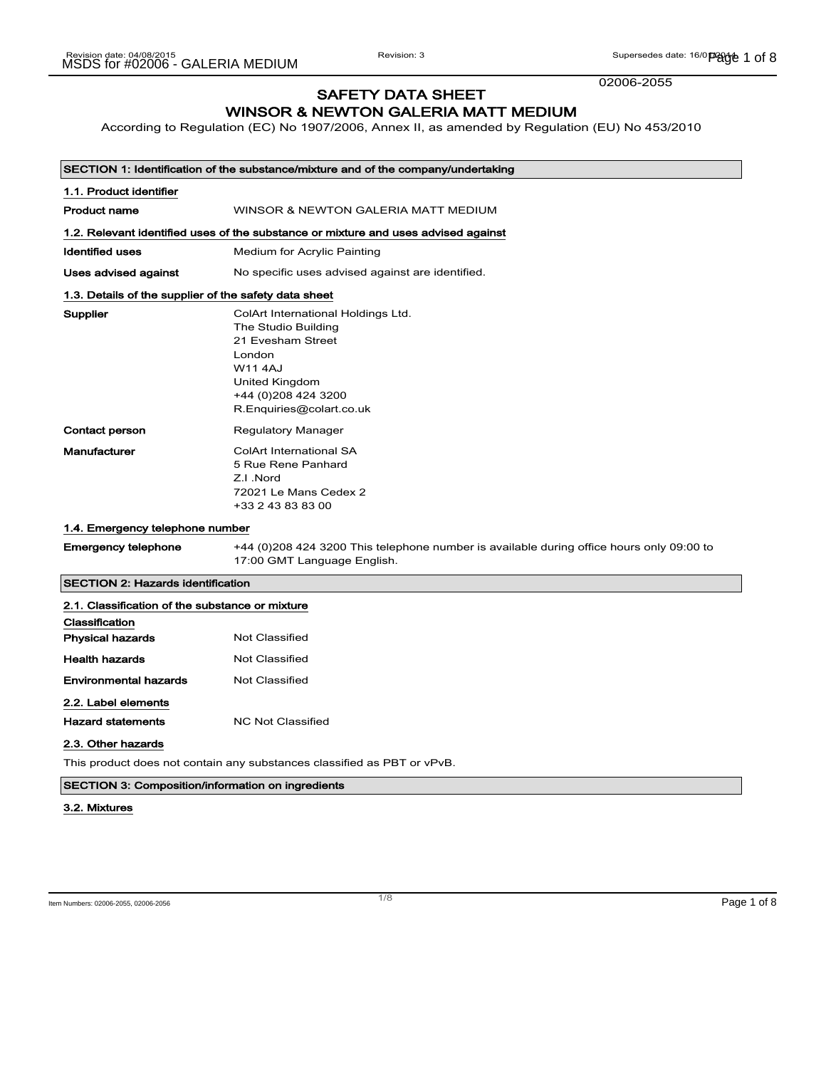02006-2055

# SAFETY DATA SHEET
# WINSOR & NEWTON GALERIA MATT MEDIUM

According to Regulation (EC) No 1907/2006, Annex II, as amended by Regulation (EU) No 453/2010

## SECTION 1: Identification of the substance/mixture and of the company/undertaking

### 1.1. Product identifier

**Product name** WINSOR & NEWTON GALERIA MATT MEDIUM

### 1.2. Relevant identified uses of the substance or mixture and uses advised against

**Identified uses** Medium for Acrylic Painting

**Uses advised against** No specific uses advised against are identified.

### 1.3. Details of the supplier of the safety data sheet

**Supplier**
ColArt International Holdings Ltd.
The Studio Building
21 Evesham Street
London
W11 4AJ
United Kingdom
+44 (0)208 424 3200
R.Enquiries@colart.co.uk

**Contact person** Regulatory Manager

**Manufacturer**
ColArt International SA
5 Rue Rene Panhard
Z.I .Nord
72021 Le Mans Cedex 2
+33 2 43 83 83 00

### 1.4. Emergency telephone number

**Emergency telephone** +44 (0)208 424 3200 This telephone number is available during office hours only 09:00 to 17:00 GMT Language English.

## SECTION 2: Hazards identification

### 2.1. Classification of the substance or mixture

**Classification**

**Physical hazards** Not Classified

**Health hazards** Not Classified

**Environmental hazards** Not Classified

### 2.2. Label elements

**Hazard statements** NC Not Classified

### 2.3. Other hazards

This product does not contain any substances classified as PBT or vPvB.

## SECTION 3: Composition/information on ingredients

### 3.2. Mixtures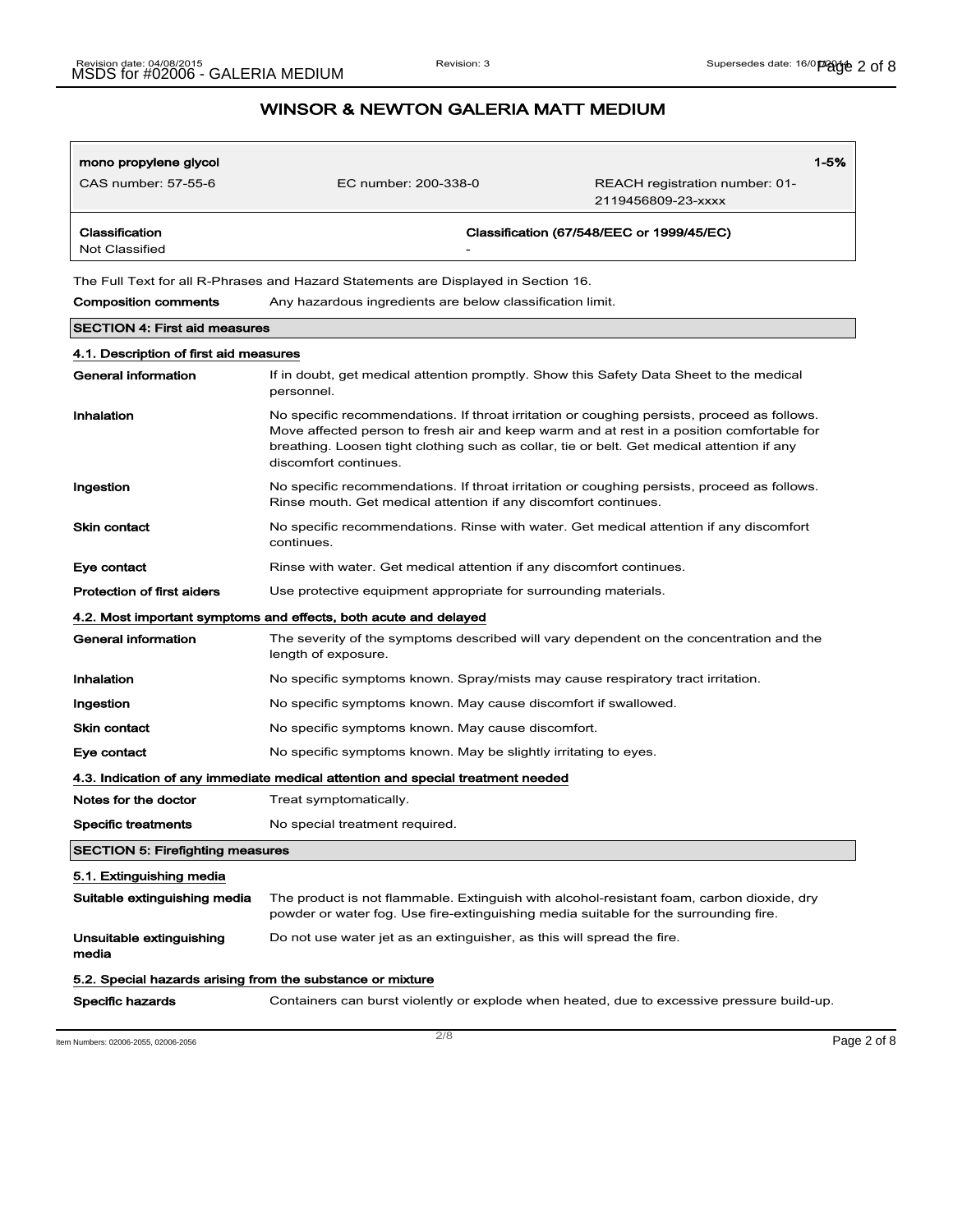## WINSOR & NEWTON GALERIA MATT MEDIUM

| **mono propylene glycol** | | **1-5%** |
|---|---|---|
| CAS number: 57-55-6 | EC number: 200-338-0 | REACH registration number: 01-2119456809-23-xxxx |

| **Classification** | **Classification (67/548/EEC or 1999/45/EC)** |
|---|---|
| Not Classified | - |

The Full Text for all R-Phrases and Hazard Statements are Displayed in Section 16.

**Composition comments** Any hazardous ingredients are below classification limit.

## SECTION 4: First aid measures

### 4.1. Description of first aid measures

**General information** If in doubt, get medical attention promptly. Show this Safety Data Sheet to the medical personnel.

**Inhalation** No specific recommendations. If throat irritation or coughing persists, proceed as follows. Move affected person to fresh air and keep warm and at rest in a position comfortable for breathing. Loosen tight clothing such as collar, tie or belt. Get medical attention if any discomfort continues.

**Ingestion** No specific recommendations. If throat irritation or coughing persists, proceed as follows. Rinse mouth. Get medical attention if any discomfort continues.

**Skin contact** No specific recommendations. Rinse with water. Get medical attention if any discomfort continues.

**Eye contact** Rinse with water. Get medical attention if any discomfort continues.

**Protection of first aiders** Use protective equipment appropriate for surrounding materials.

### 4.2. Most important symptoms and effects, both acute and delayed

**General information** The severity of the symptoms described will vary dependent on the concentration and the length of exposure.

**Inhalation** No specific symptoms known. Spray/mists may cause respiratory tract irritation.

**Ingestion** No specific symptoms known. May cause discomfort if swallowed.

**Skin contact** No specific symptoms known. May cause discomfort.

**Eye contact** No specific symptoms known. May be slightly irritating to eyes.

### 4.3. Indication of any immediate medical attention and special treatment needed

**Notes for the doctor** Treat symptomatically.

**Specific treatments** No special treatment required.

## SECTION 5: Firefighting measures

### 5.1. Extinguishing media

**Suitable extinguishing media** The product is not flammable. Extinguish with alcohol-resistant foam, carbon dioxide, dry powder or water fog. Use fire-extinguishing media suitable for the surrounding fire.

**Unsuitable extinguishing media** Do not use water jet as an extinguisher, as this will spread the fire.

### 5.2. Special hazards arising from the substance or mixture

**Specific hazards** Containers can burst violently or explode when heated, due to excessive pressure build-up.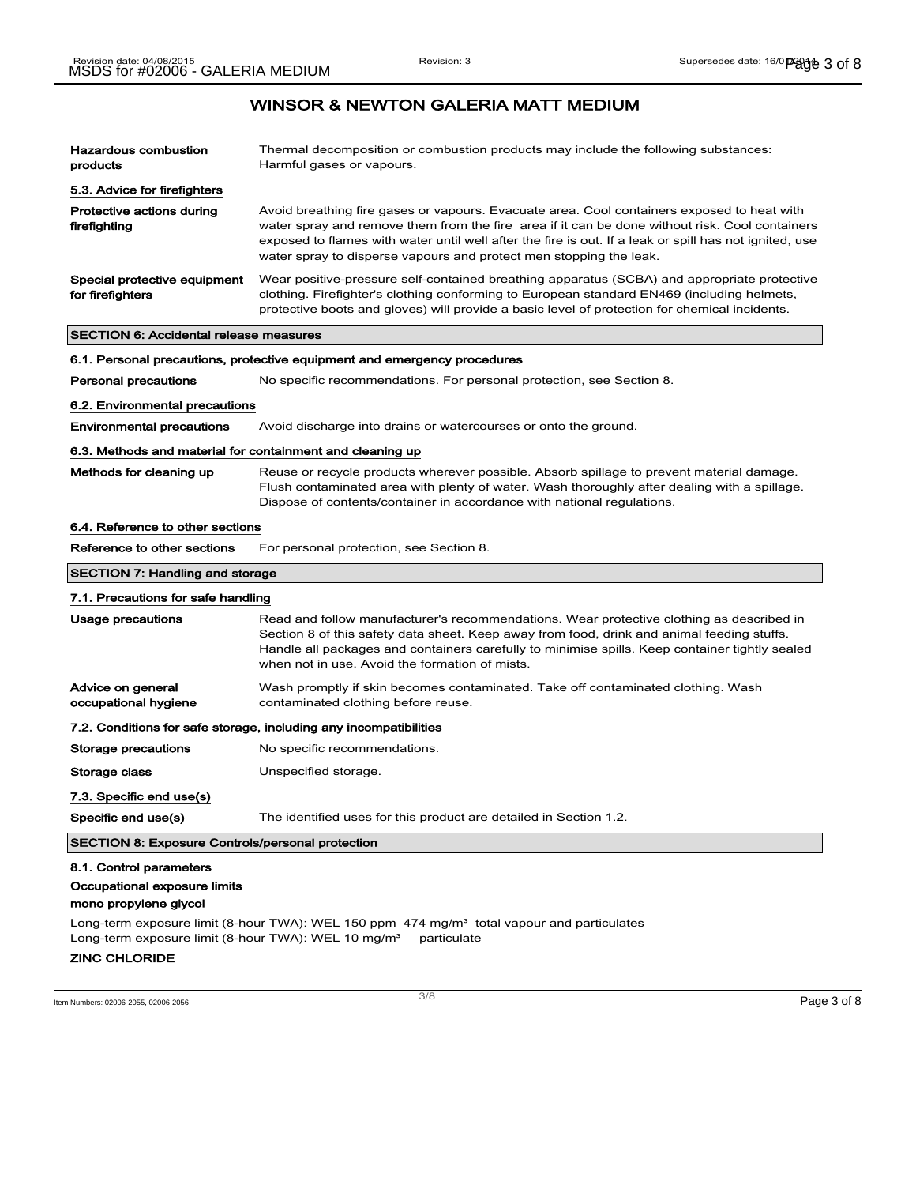## WINSOR & NEWTON GALERIA MATT MEDIUM

**Hazardous combustion products**
Thermal decomposition or combustion products may include the following substances: Harmful gases or vapours.

### 5.3. Advice for firefighters

**Protective actions during firefighting**
Avoid breathing fire gases or vapours. Evacuate area. Cool containers exposed to heat with water spray and remove them from the fire area if it can be done without risk. Cool containers exposed to flames with water until well after the fire is out. If a leak or spill has not ignited, use water spray to disperse vapours and protect men stopping the leak.

**Special protective equipment for firefighters**
Wear positive-pressure self-contained breathing apparatus (SCBA) and appropriate protective clothing. Firefighter's clothing conforming to European standard EN469 (including helmets, protective boots and gloves) will provide a basic level of protection for chemical incidents.

## SECTION 6: Accidental release measures

### 6.1. Personal precautions, protective equipment and emergency procedures

**Personal precautions**
No specific recommendations. For personal protection, see Section 8.

### 6.2. Environmental precautions

**Environmental precautions**
Avoid discharge into drains or watercourses or onto the ground.

### 6.3. Methods and material for containment and cleaning up

**Methods for cleaning up**
Reuse or recycle products wherever possible. Absorb spillage to prevent material damage. Flush contaminated area with plenty of water. Wash thoroughly after dealing with a spillage. Dispose of contents/container in accordance with national regulations.

### 6.4. Reference to other sections

**Reference to other sections**
For personal protection, see Section 8.

## SECTION 7: Handling and storage

### 7.1. Precautions for safe handling

**Usage precautions**
Read and follow manufacturer's recommendations. Wear protective clothing as described in Section 8 of this safety data sheet. Keep away from food, drink and animal feeding stuffs. Handle all packages and containers carefully to minimise spills. Keep container tightly sealed when not in use. Avoid the formation of mists.

**Advice on general occupational hygiene**
Wash promptly if skin becomes contaminated. Take off contaminated clothing. Wash contaminated clothing before reuse.

### 7.2. Conditions for safe storage, including any incompatibilities

**Storage precautions**
No specific recommendations.

**Storage class**
Unspecified storage.

### 7.3. Specific end use(s)

**Specific end use(s)**
The identified uses for this product are detailed in Section 1.2.

## SECTION 8: Exposure Controls/personal protection

### 8.1. Control parameters

**Occupational exposure limits**

**mono propylene glycol**

Long-term exposure limit (8-hour TWA): WEL 150 ppm 474 mg/m³ total vapour and particulates
Long-term exposure limit (8-hour TWA): WEL 10 mg/m³ particulate

**ZINC CHLORIDE**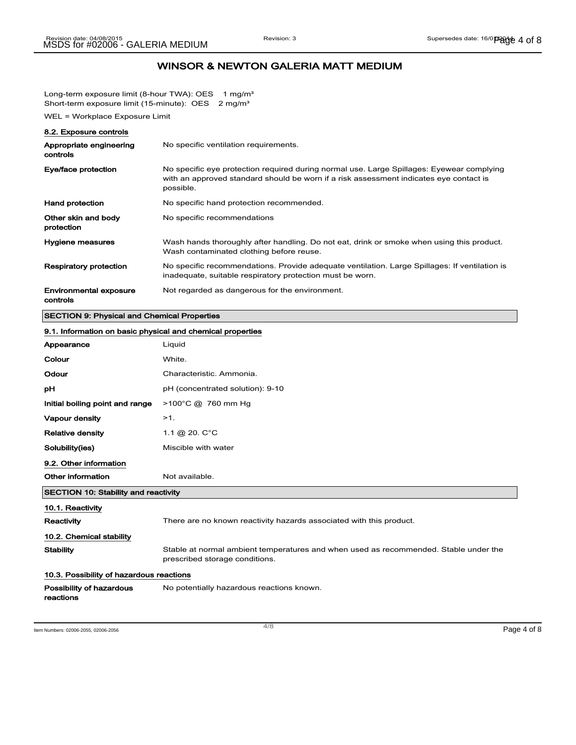## WINSOR & NEWTON GALERIA MATT MEDIUM

Long-term exposure limit (8-hour TWA): OES 1 mg/m³
Short-term exposure limit (15-minute): OES 2 mg/m³

WEL = Workplace Exposure Limit

### 8.2. Exposure controls

| | |
|---|---|
| **Appropriate engineering controls** | No specific ventilation requirements. |
| **Eye/face protection** | No specific eye protection required during normal use. Large Spillages: Eyewear complying with an approved standard should be worn if a risk assessment indicates eye contact is possible. |
| **Hand protection** | No specific hand protection recommended. |
| **Other skin and body protection** | No specific recommendations |
| **Hygiene measures** | Wash hands thoroughly after handling. Do not eat, drink or smoke when using this product. Wash contaminated clothing before reuse. |
| **Respiratory protection** | No specific recommendations. Provide adequate ventilation. Large Spillages: If ventilation is inadequate, suitable respiratory protection must be worn. |
| **Environmental exposure controls** | Not regarded as dangerous for the environment. |

## SECTION 9: Physical and Chemical Properties

### 9.1. Information on basic physical and chemical properties

| | |
|---|---|
| **Appearance** | Liquid |
| **Colour** | White. |
| **Odour** | Characteristic. Ammonia. |
| **pH** | pH (concentrated solution): 9-10 |
| **Initial boiling point and range** | >100°C @ 760 mm Hg |
| **Vapour density** | >1. |
| **Relative density** | 1.1 @ 20. C°C |
| **Solubility(ies)** | Miscible with water |

### 9.2. Other information

| | |
|---|---|
| **Other information** | Not available. |

## SECTION 10: Stability and reactivity

### 10.1. Reactivity

| | |
|---|---|
| **Reactivity** | There are no known reactivity hazards associated with this product. |

### 10.2. Chemical stability

| | |
|---|---|
| **Stability** | Stable at normal ambient temperatures and when used as recommended. Stable under the prescribed storage conditions. |

### 10.3. Possibility of hazardous reactions

| | |
|---|---|
| **Possibility of hazardous reactions** | No potentially hazardous reactions known. |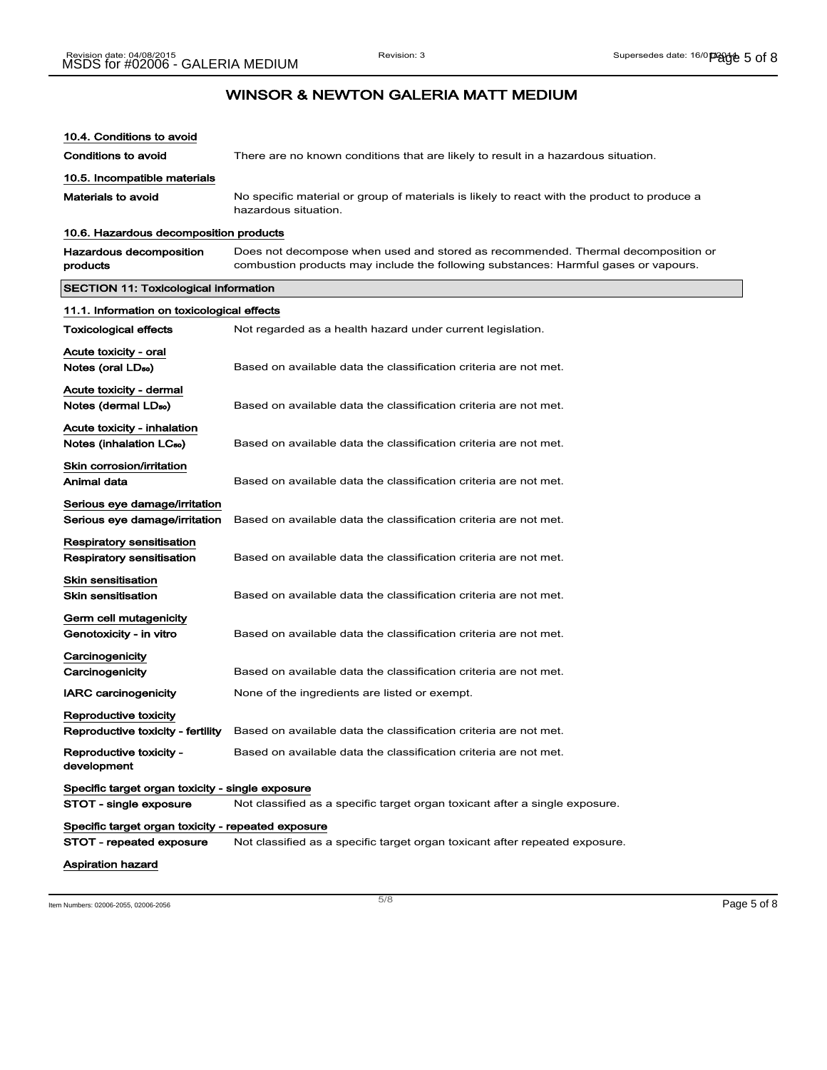# WINSOR & NEWTON GALERIA MATT MEDIUM

### 10.4. Conditions to avoid

**Conditions to avoid** There are no known conditions that are likely to result in a hazardous situation.

### 10.5. Incompatible materials

**Materials to avoid** No specific material or group of materials is likely to react with the product to produce a hazardous situation.

### 10.6. Hazardous decomposition products

**Hazardous decomposition products** Does not decompose when used and stored as recommended. Thermal decomposition or combustion products may include the following substances: Harmful gases or vapours.

## SECTION 11: Toxicological information

### 11.1. Information on toxicological effects

**Toxicological effects** Not regarded as a health hazard under current legislation.

**Acute toxicity - oral**

**Notes (oral $LD_{50}$)** Based on available data the classification criteria are not met.

**Acute toxicity - dermal**

**Notes (dermal $LD_{50}$)** Based on available data the classification criteria are not met.

**Acute toxicity - inhalation**

**Notes (inhalation $LC_{50}$)** Based on available data the classification criteria are not met.

**Skin corrosion/irritation**

**Animal data** Based on available data the classification criteria are not met.

**Serious eye damage/irritation**

**Serious eye damage/irritation** Based on available data the classification criteria are not met.

**Respiratory sensitisation**

**Respiratory sensitisation** Based on available data the classification criteria are not met.

**Skin sensitisation**

**Skin sensitisation** Based on available data the classification criteria are not met.

**Germ cell mutagenicity**

**Genotoxicity - in vitro** Based on available data the classification criteria are not met.

**Carcinogenicity**

**Carcinogenicity** Based on available data the classification criteria are not met.

**IARC carcinogenicity** None of the ingredients are listed or exempt.

**Reproductive toxicity**

**Reproductive toxicity - fertility** Based on available data the classification criteria are not met.

**Reproductive toxicity - development** Based on available data the classification criteria are not met.

**Specific target organ toxicity - single exposure**

**STOT - single exposure** Not classified as a specific target organ toxicant after a single exposure.

**Specific target organ toxicity - repeated exposure**

**STOT - repeated exposure** Not classified as a specific target organ toxicant after repeated exposure.

**Aspiration hazard**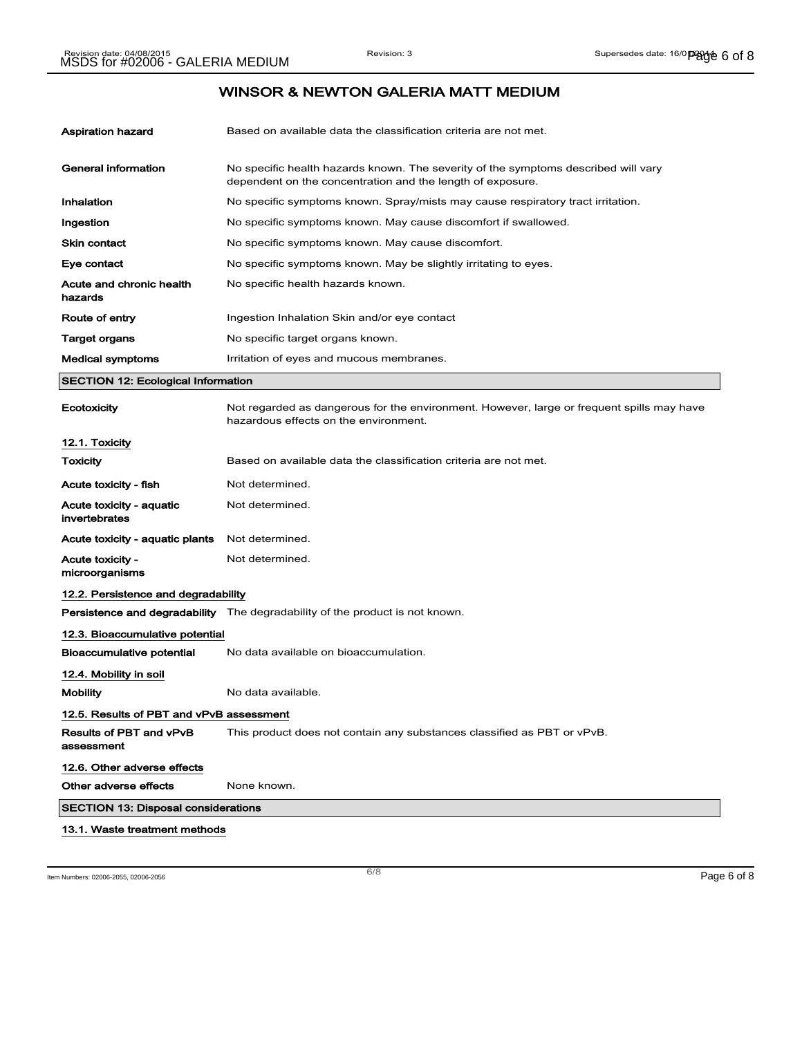# WINSOR & NEWTON GALERIA MATT MEDIUM

| | |
|---|---|
| **Aspiration hazard** | Based on available data the classification criteria are not met. |
| **General information** | No specific health hazards known. The severity of the symptoms described will vary dependent on the concentration and the length of exposure. |
| **Inhalation** | No specific symptoms known. Spray/mists may cause respiratory tract irritation. |
| **Ingestion** | No specific symptoms known. May cause discomfort if swallowed. |
| **Skin contact** | No specific symptoms known. May cause discomfort. |
| **Eye contact** | No specific symptoms known. May be slightly irritating to eyes. |
| **Acute and chronic health hazards** | No specific health hazards known. |
| **Route of entry** | Ingestion Inhalation Skin and/or eye contact |
| **Target organs** | No specific target organs known. |
| **Medical symptoms** | Irritation of eyes and mucous membranes. |

## SECTION 12: Ecological Information

| | |
|---|---|
| **Ecotoxicity** | Not regarded as dangerous for the environment. However, large or frequent spills may have hazardous effects on the environment. |

### 12.1. Toxicity

| | |
|---|---|
| **Toxicity** | Based on available data the classification criteria are not met. |
| **Acute toxicity - fish** | Not determined. |
| **Acute toxicity - aquatic invertebrates** | Not determined. |
| **Acute toxicity - aquatic plants** | Not determined. |
| **Acute toxicity - microorganisms** | Not determined. |

### 12.2. Persistence and degradability

| | |
|---|---|
| **Persistence and degradability** | The degradability of the product is not known. |

### 12.3. Bioaccumulative potential

| | |
|---|---|
| **Bioaccumulative potential** | No data available on bioaccumulation. |

### 12.4. Mobility in soil

| | |
|---|---|
| **Mobility** | No data available. |

### 12.5. Results of PBT and vPvB assessment

| | |
|---|---|
| **Results of PBT and vPvB assessment** | This product does not contain any substances classified as PBT or vPvB. |

### 12.6. Other adverse effects

| | |
|---|---|
| **Other adverse effects** | None known. |

## SECTION 13: Disposal considerations

### 13.1. Waste treatment methods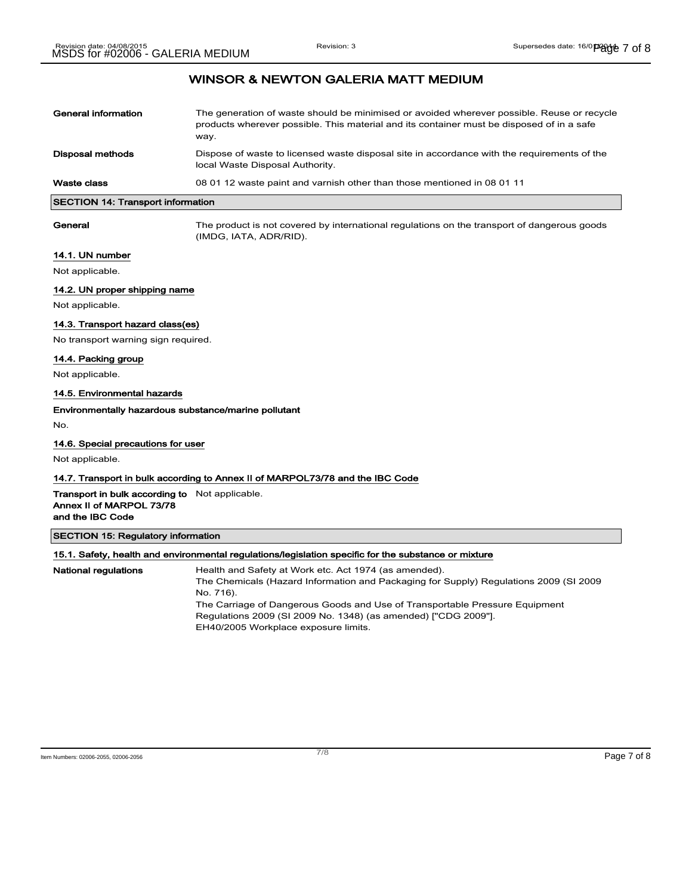# WINSOR & NEWTON GALERIA MATT MEDIUM

| | |
|---|---|
| **General information** | The generation of waste should be minimised or avoided wherever possible. Reuse or recycle products wherever possible. This material and its container must be disposed of in a safe way. |
| **Disposal methods** | Dispose of waste to licensed waste disposal site in accordance with the requirements of the local Waste Disposal Authority. |
| **Waste class** | 08 01 12 waste paint and varnish other than those mentioned in 08 01 11 |

## SECTION 14: Transport information

**General** The product is not covered by international regulations on the transport of dangerous goods (IMDG, IATA, ADR/RID).

### 14.1. UN number

Not applicable.

### 14.2. UN proper shipping name

Not applicable.

### 14.3. Transport hazard class(es)

No transport warning sign required.

### 14.4. Packing group

Not applicable.

### 14.5. Environmental hazards

**Environmentally hazardous substance/marine pollutant**

No.

### 14.6. Special precautions for user

Not applicable.

### 14.7. Transport in bulk according to Annex II of MARPOL73/78 and the IBC Code

**Transport in bulk according to Annex II of MARPOL 73/78 and the IBC Code** Not applicable.

## SECTION 15: Regulatory information

### 15.1. Safety, health and environmental regulations/legislation specific for the substance or mixture

**National regulations**

Health and Safety at Work etc. Act 1974 (as amended).
The Chemicals (Hazard Information and Packaging for Supply) Regulations 2009 (SI 2009 No. 716).
The Carriage of Dangerous Goods and Use of Transportable Pressure Equipment Regulations 2009 (SI 2009 No. 1348) (as amended) ["CDG 2009"].
EH40/2005 Workplace exposure limits.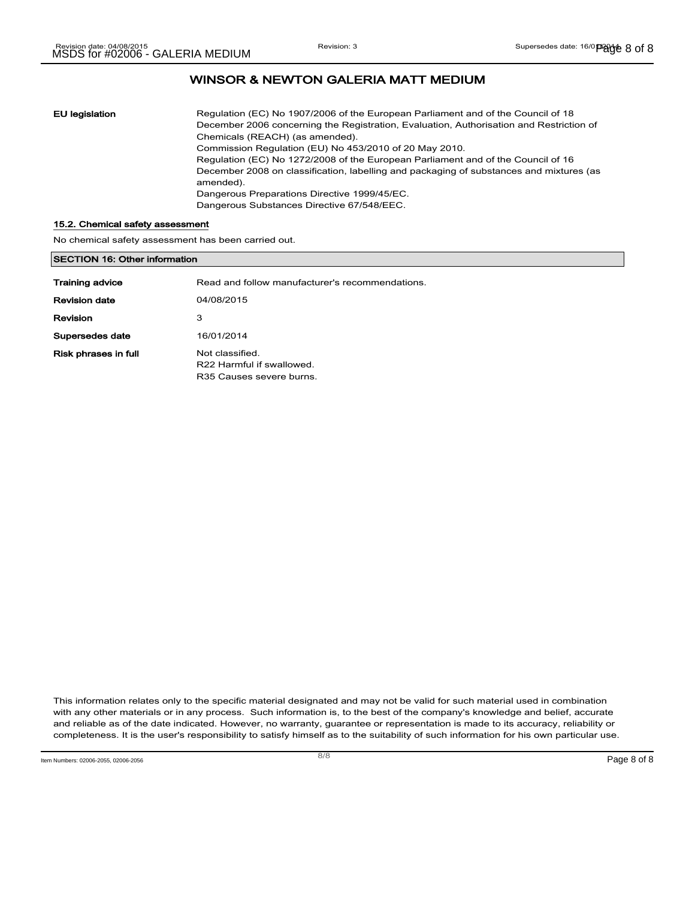## WINSOR & NEWTON GALERIA MATT MEDIUM

**EU legislation**

Regulation (EC) No 1907/2006 of the European Parliament and of the Council of 18 December 2006 concerning the Registration, Evaluation, Authorisation and Restriction of Chemicals (REACH) (as amended).
Commission Regulation (EU) No 453/2010 of 20 May 2010.
Regulation (EC) No 1272/2008 of the European Parliament and of the Council of 16 December 2008 on classification, labelling and packaging of substances and mixtures (as amended).
Dangerous Preparations Directive 1999/45/EC.
Dangerous Substances Directive 67/548/EEC.

### 15.2. Chemical safety assessment

No chemical safety assessment has been carried out.

## SECTION 16: Other information

| | |
|---|---|
| **Training advice** | Read and follow manufacturer's recommendations. |
| **Revision date** | 04/08/2015 |
| **Revision** | 3 |
| **Supersedes date** | 16/01/2014 |
| **Risk phrases in full** | Not classified.<br>R22 Harmful if swallowed.<br>R35 Causes severe burns. |

This information relates only to the specific material designated and may not be valid for such material used in combination with any other materials or in any process. Such information is, to the best of the company's knowledge and belief, accurate and reliable as of the date indicated. However, no warranty, guarantee or representation is made to its accuracy, reliability or completeness. It is the user's responsibility to satisfy himself as to the suitability of such information for his own particular use.

Item Numbers: 02006-2055, 02006-2056